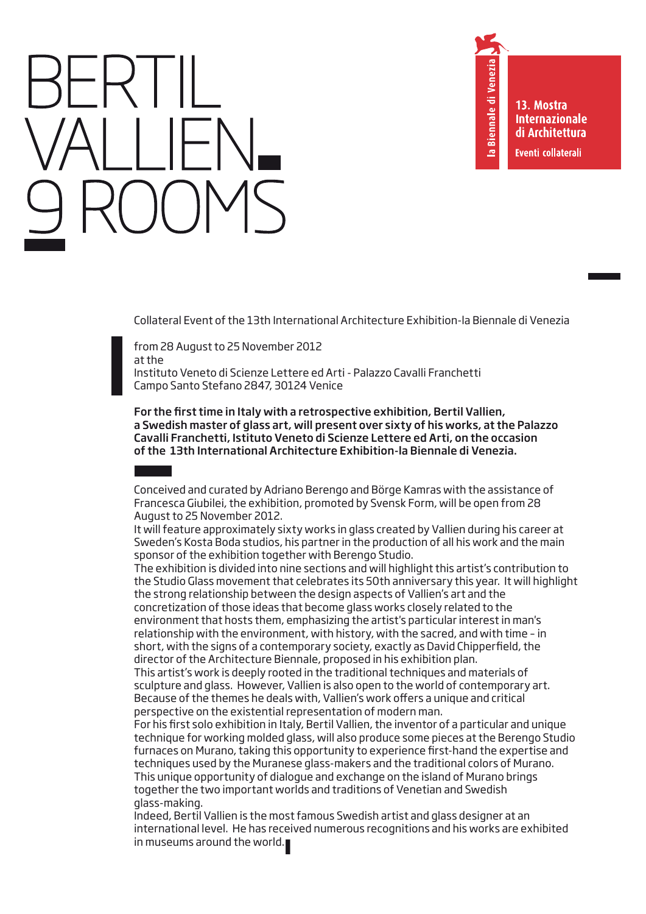# BERTIL VALLIEN 9 ROOMS

la Biennale di Venezia

13. Mostra Internazionale di Architettura

Eventi collaterali

Collateral Event of the 13th International Architecture Exhibition-la Biennale di Venezia

from 28 August to 25 November 2012
at the
Instituto Veneto di Scienze Lettere ed Arti - Palazzo Cavalli Franchetti
Campo Santo Stefano 2847, 30124 Venice

**For the first time in Italy with a retrospective exhibition, Bertil Vallien, a Swedish master of glass art, will present over sixty of his works, at the Palazzo Cavalli Franchetti, Istituto Veneto di Scienze Lettere ed Arti, on the occasion of the 13th International Architecture Exhibition-la Biennale di Venezia.**

Conceived and curated by Adriano Berengo and Börge Kamras with the assistance of Francesca Giubilei, the exhibition, promoted by Svensk Form, will be open from 28 August to 25 November 2012.
It will feature approximately sixty works in glass created by Vallien during his career at Sweden's Kosta Boda studios, his partner in the production of all his work and the main sponsor of the exhibition together with Berengo Studio.
The exhibition is divided into nine sections and will highlight this artist's contribution to the Studio Glass movement that celebrates its 50th anniversary this year. It will highlight the strong relationship between the design aspects of Vallien's art and the concretization of those ideas that become glass works closely related to the environment that hosts them, emphasizing the artist's particular interest in man's relationship with the environment, with history, with the sacred, and with time – in short, with the signs of a contemporary society, exactly as David Chipperfield, the director of the Architecture Biennale, proposed in his exhibition plan.
This artist's work is deeply rooted in the traditional techniques and materials of sculpture and glass. However, Vallien is also open to the world of contemporary art. Because of the themes he deals with, Vallien's work offers a unique and critical perspective on the existential representation of modern man.
For his first solo exhibition in Italy, Bertil Vallien, the inventor of a particular and unique technique for working molded glass, will also produce some pieces at the Berengo Studio furnaces on Murano, taking this opportunity to experience first-hand the expertise and techniques used by the Muranese glass-makers and the traditional colors of Murano.
This unique opportunity of dialogue and exchange on the island of Murano brings together the two important worlds and traditions of Venetian and Swedish glass-making.
Indeed, Bertil Vallien is the most famous Swedish artist and glass designer at an international level. He has received numerous recognitions and his works are exhibited in museums around the world.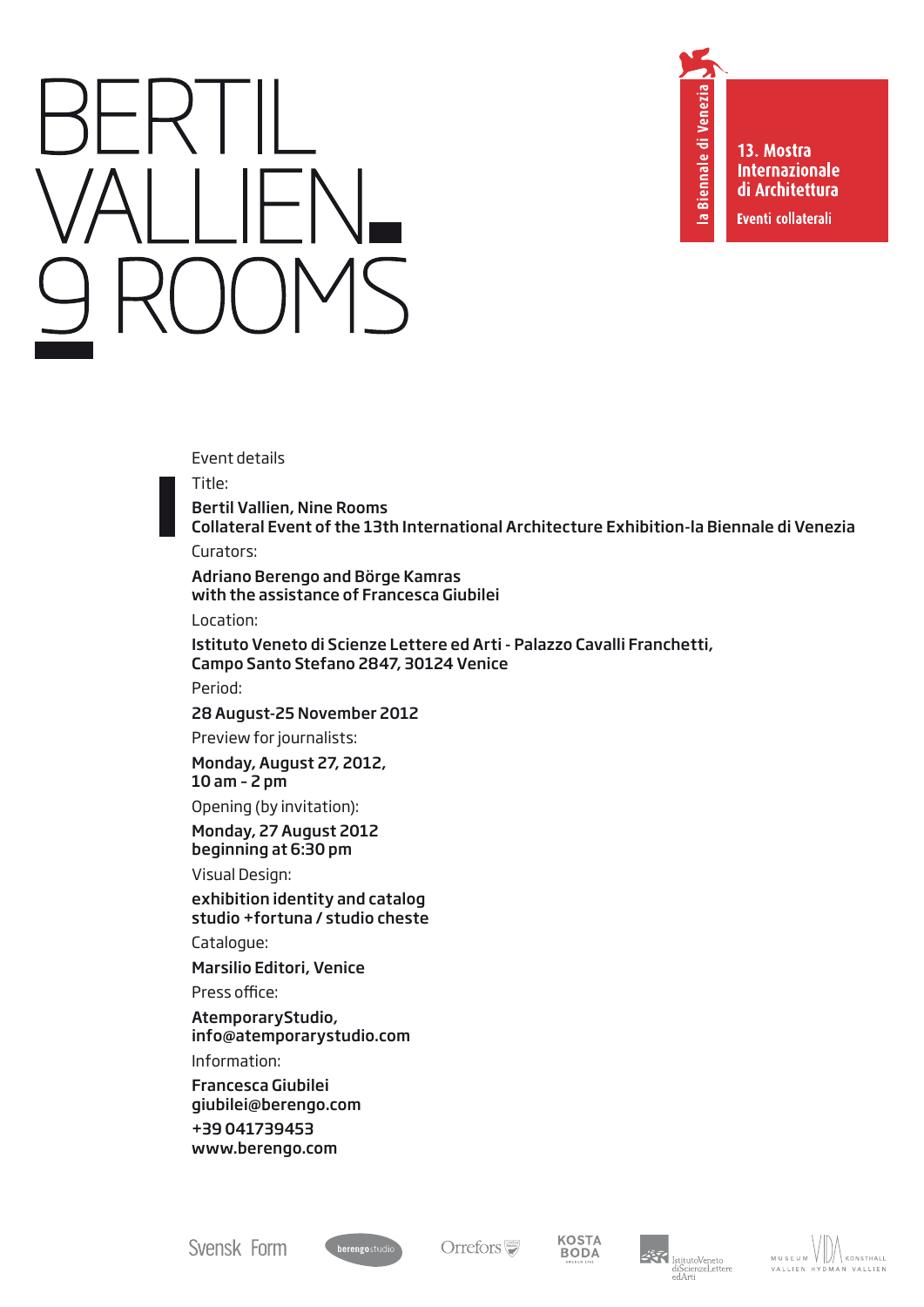# BERTIL VALLIEN 9 ROOMS

la Biennale di Venezia

13. Mostra Internazionale di Architettura

Eventi collaterali

Event details

Title:

**Bertil Vallien, Nine Rooms**
**Collateral Event of the 13th International Architecture Exhibition-la Biennale di Venezia**

Curators:

**Adriano Berengo and Börge Kamras**
**with the assistance of Francesca Giubilei**

Location:

**Istituto Veneto di Scienze Lettere ed Arti - Palazzo Cavalli Franchetti,**
**Campo Santo Stefano 2847, 30124 Venice**

Period:

**28 August-25 November 2012**

Preview for journalists:

**Monday, August 27, 2012,**
**10 am - 2 pm**

Opening (by invitation):

**Monday, 27 August 2012**
**beginning at 6:30 pm**

Visual Design:

**exhibition identity and catalog**
**studio +fortuna / studio cheste**

Catalogue:

**Marsilio Editori, Venice**

Press office:

**AtemporaryStudio,**
**info@atemporarystudio.com**

Information:

**Francesca Giubilei**
**giubilei@berengo.com**

**+39 041739453**
**www.berengo.com**

Svensk Form · berengostudio · Orrefors · Kosta Boda · Istituto Veneto di Scienze Lettere ed Arti · Museum Vida Konsthall Vallien Hydman Vallien